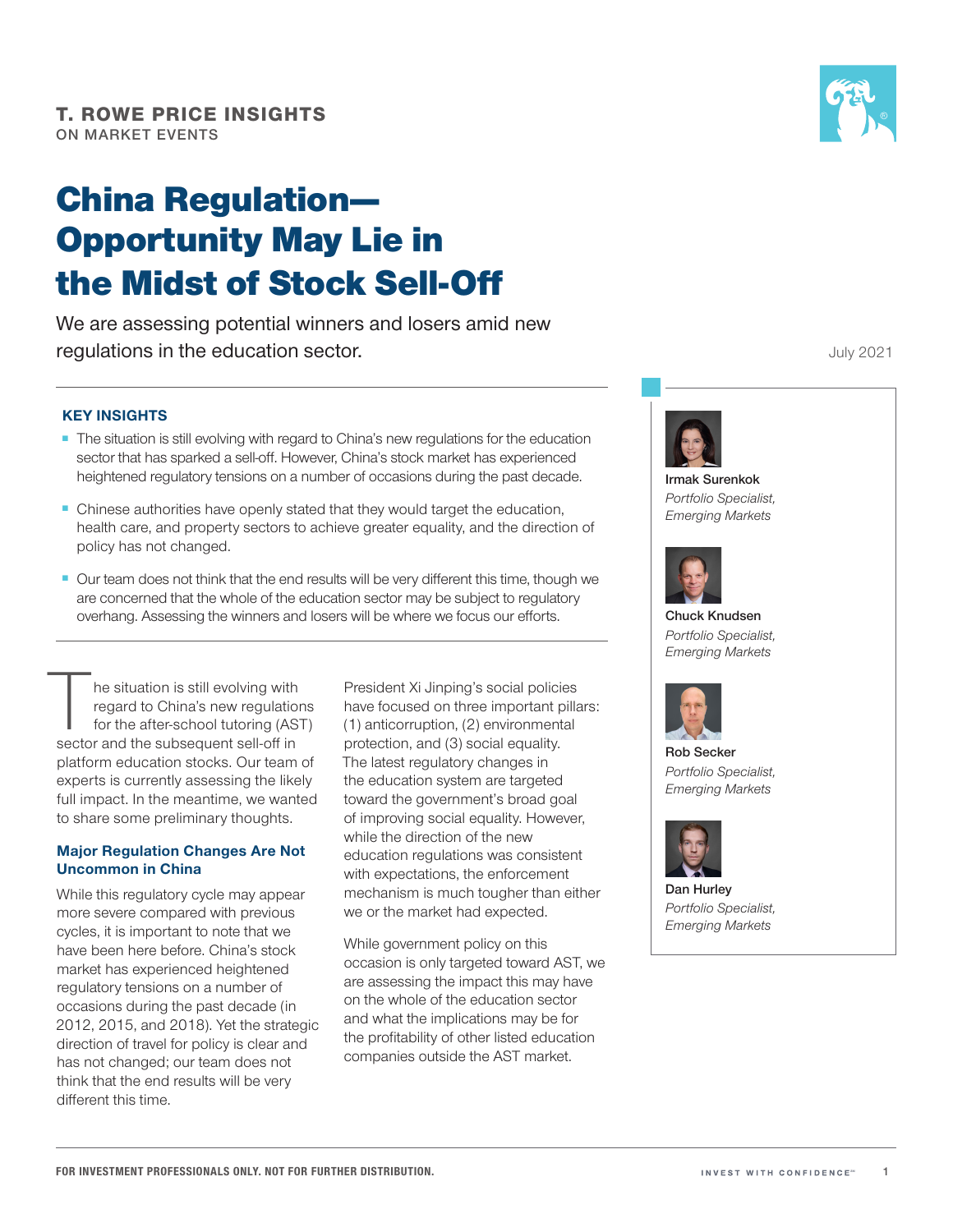**T. ROWE PRICE INSIGHTS**
ON MARKET EVENTS

# China Regulation— Opportunity May Lie in the Midst of Stock Sell-Off

We are assessing potential winners and losers amid new regulations in the education sector.

July 2021

Irmak Surenkok
*Portfolio Specialist, Emerging Markets*

Chuck Knudsen
*Portfolio Specialist, Emerging Markets*

Rob Secker
*Portfolio Specialist, Emerging Markets*

Dan Hurley
*Portfolio Specialist, Emerging Markets*

### KEY INSIGHTS

- The situation is still evolving with regard to China's new regulations for the education sector that has sparked a sell-off. However, China's stock market has experienced heightened regulatory tensions on a number of occasions during the past decade.
- Chinese authorities have openly stated that they would target the education, health care, and property sectors to achieve greater equality, and the direction of policy has not changed.
- Our team does not think that the end results will be very different this time, though we are concerned that the whole of the education sector may be subject to regulatory overhang. Assessing the winners and losers will be where we focus our efforts.

The situation is still evolving with regard to China's new regulations for the after-school tutoring (AST) sector and the subsequent sell-off in platform education stocks. Our team of experts is currently assessing the likely full impact. In the meantime, we wanted to share some preliminary thoughts.

### Major Regulation Changes Are Not Uncommon in China

While this regulatory cycle may appear more severe compared with previous cycles, it is important to note that we have been here before. China's stock market has experienced heightened regulatory tensions on a number of occasions during the past decade (in 2012, 2015, and 2018). Yet the strategic direction of travel for policy is clear and has not changed; our team does not think that the end results will be very different this time.

President Xi Jinping's social policies have focused on three important pillars: (1) anticorruption, (2) environmental protection, and (3) social equality. The latest regulatory changes in the education system are targeted toward the government's broad goal of improving social equality. However, while the direction of the new education regulations was consistent with expectations, the enforcement mechanism is much tougher than either we or the market had expected.

While government policy on this occasion is only targeted toward AST, we are assessing the impact this may have on the whole of the education sector and what the implications may be for the profitability of other listed education companies outside the AST market.

**FOR INVESTMENT PROFESSIONALS ONLY. NOT FOR FURTHER DISTRIBUTION.**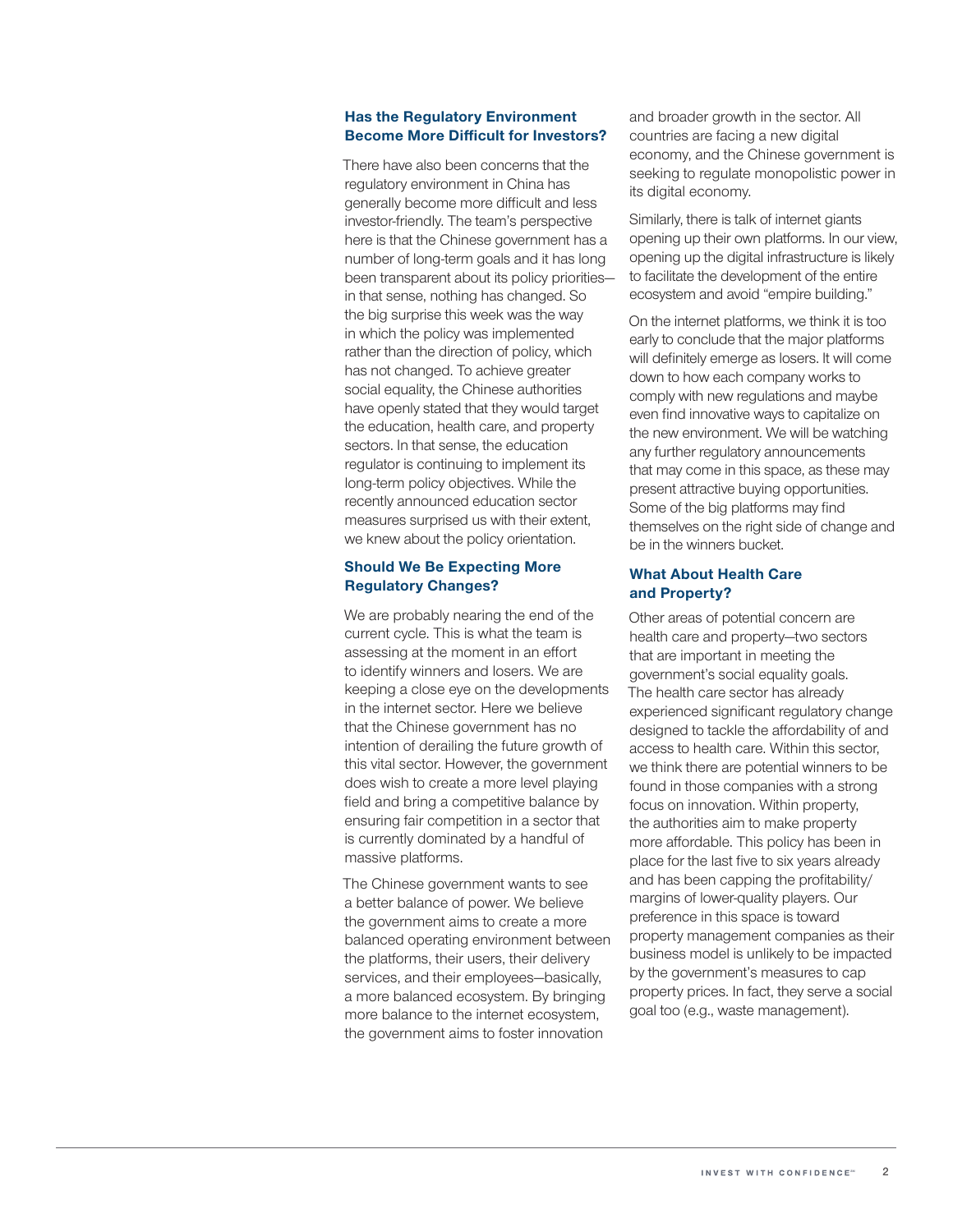### Has the Regulatory Environment Become More Difficult for Investors?

There have also been concerns that the regulatory environment in China has generally become more difficult and less investor-friendly. The team's perspective here is that the Chinese government has a number of long-term goals and it has long been transparent about its policy priorities—in that sense, nothing has changed. So the big surprise this week was the way in which the policy was implemented rather than the direction of policy, which has not changed. To achieve greater social equality, the Chinese authorities have openly stated that they would target the education, health care, and property sectors. In that sense, the education regulator is continuing to implement its long-term policy objectives. While the recently announced education sector measures surprised us with their extent, we knew about the policy orientation.

### Should We Be Expecting More Regulatory Changes?

We are probably nearing the end of the current cycle. This is what the team is assessing at the moment in an effort to identify winners and losers. We are keeping a close eye on the developments in the internet sector. Here we believe that the Chinese government has no intention of derailing the future growth of this vital sector. However, the government does wish to create a more level playing field and bring a competitive balance by ensuring fair competition in a sector that is currently dominated by a handful of massive platforms.

The Chinese government wants to see a better balance of power. We believe the government aims to create a more balanced operating environment between the platforms, their users, their delivery services, and their employees—basically, a more balanced ecosystem. By bringing more balance to the internet ecosystem, the government aims to foster innovation and broader growth in the sector. All countries are facing a new digital economy, and the Chinese government is seeking to regulate monopolistic power in its digital economy.

Similarly, there is talk of internet giants opening up their own platforms. In our view, opening up the digital infrastructure is likely to facilitate the development of the entire ecosystem and avoid "empire building."

On the internet platforms, we think it is too early to conclude that the major platforms will definitely emerge as losers. It will come down to how each company works to comply with new regulations and maybe even find innovative ways to capitalize on the new environment. We will be watching any further regulatory announcements that may come in this space, as these may present attractive buying opportunities. Some of the big platforms may find themselves on the right side of change and be in the winners bucket.

### What About Health Care and Property?

Other areas of potential concern are health care and property—two sectors that are important in meeting the government's social equality goals. The health care sector has already experienced significant regulatory change designed to tackle the affordability of and access to health care. Within this sector, we think there are potential winners to be found in those companies with a strong focus on innovation. Within property, the authorities aim to make property more affordable. This policy has been in place for the last five to six years already and has been capping the profitability/margins of lower-quality players. Our preference in this space is toward property management companies as their business model is unlikely to be impacted by the government's measures to cap property prices. In fact, they serve a social goal too (e.g., waste management).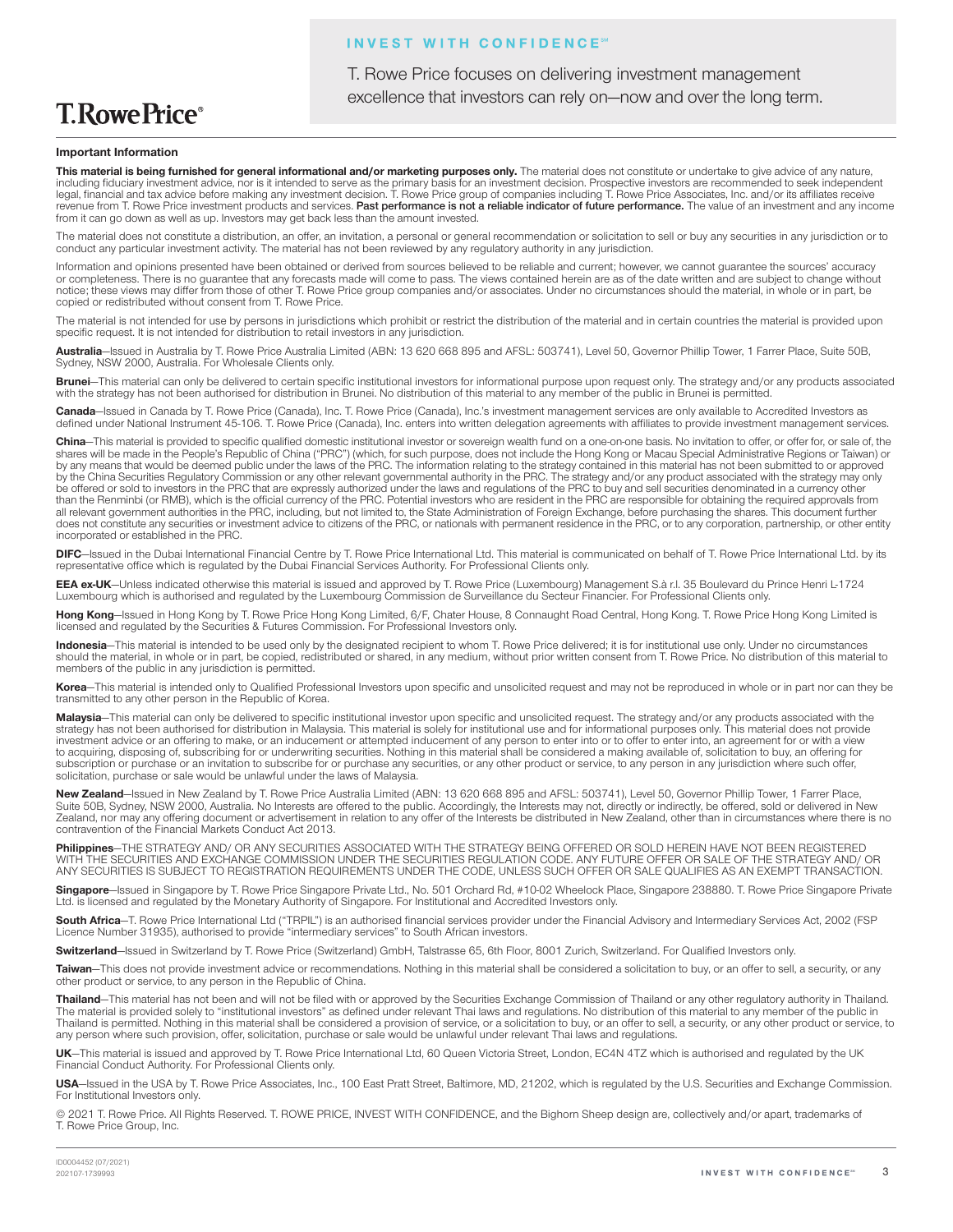**INVEST WITH CONFIDENCE℠**

T. Rowe Price focuses on delivering investment management excellence that investors can rely on—now and over the long term.

T.RowePrice®

### Important Information

**This material is being furnished for general informational and/or marketing purposes only.** The material does not constitute or undertake to give advice of any nature, including fiduciary investment advice, nor is it intended to serve as the primary basis for an investment decision. Prospective investors are recommended to seek independent legal, financial and tax advice before making any investment decision. T. Rowe Price group of companies including T. Rowe Price Associates, Inc. and/or its affiliates receive revenue from T. Rowe Price investment products and services. **Past performance is not a reliable indicator of future performance.** The value of an investment and any income from it can go down as well as up. Investors may get back less than the amount invested.

The material does not constitute a distribution, an offer, an invitation, a personal or general recommendation or solicitation to sell or buy any securities in any jurisdiction or to conduct any particular investment activity. The material has not been reviewed by any regulatory authority in any jurisdiction.

Information and opinions presented have been obtained or derived from sources believed to be reliable and current; however, we cannot guarantee the sources' accuracy or completeness. There is no guarantee that any forecasts made will come to pass. The views contained herein are as of the date written and are subject to change without notice; these views may differ from those of other T. Rowe Price group companies and/or associates. Under no circumstances should the material, in whole or in part, be copied or redistributed without consent from T. Rowe Price.

The material is not intended for use by persons in jurisdictions which prohibit or restrict the distribution of the material and in certain countries the material is provided upon specific request. It is not intended for distribution to retail investors in any jurisdiction.

**Australia**—Issued in Australia by T. Rowe Price Australia Limited (ABN: 13 620 668 895 and AFSL: 503741), Level 50, Governor Phillip Tower, 1 Farrer Place, Suite 50B, Sydney, NSW 2000, Australia. For Wholesale Clients only.

**Brunei**—This material can only be delivered to certain specific institutional investors for informational purpose upon request only. The strategy and/or any products associated with the strategy has not been authorised for distribution in Brunei. No distribution of this material to any member of the public in Brunei is permitted.

**Canada**—Issued in Canada by T. Rowe Price (Canada), Inc. T. Rowe Price (Canada), Inc.'s investment management services are only available to Accredited Investors as defined under National Instrument 45-106. T. Rowe Price (Canada), Inc. enters into written delegation agreements with affiliates to provide investment management services.

**China**—This material is provided to specific qualified domestic institutional investor or sovereign wealth fund on a one-on-one basis. No invitation to offer, or offer for, or sale of, the shares will be made in the People's Republic of China ("PRC") (which, for such purpose, does not include the Hong Kong or Macau Special Administrative Regions or Taiwan) or by any means that would be deemed public under the laws of the PRC. The information relating to the strategy contained in this material has not been submitted to or approved by the China Securities Regulatory Commission or any other relevant governmental authority in the PRC. The strategy and/or any product associated with the strategy may only be offered or sold to investors in the PRC that are expressly authorized under the laws and regulations of the PRC to buy and sell securities denominated in a currency other than the Renminbi (or RMB), which is the official currency of the PRC. Potential investors who are resident in the PRC are responsible for obtaining the required approvals from all relevant government authorities in the PRC, including, but not limited to, the State Administration of Foreign Exchange, before purchasing the shares. This document further does not constitute any securities or investment advice to citizens of the PRC, or nationals with permanent residence in the PRC, or to any corporation, partnership, or other entity incorporated or established in the PRC.

**DIFC**—Issued in the Dubai International Financial Centre by T. Rowe Price International Ltd. This material is communicated on behalf of T. Rowe Price International Ltd. by its representative office which is regulated by the Dubai Financial Services Authority. For Professional Clients only.

**EEA ex-UK**—Unless indicated otherwise this material is issued and approved by T. Rowe Price (Luxembourg) Management S.à r.l. 35 Boulevard du Prince Henri L-1724 Luxembourg which is authorised and regulated by the Luxembourg Commission de Surveillance du Secteur Financier. For Professional Clients only.

**Hong Kong**—Issued in Hong Kong by T. Rowe Price Hong Kong Limited, 6/F, Chater House, 8 Connaught Road Central, Hong Kong. T. Rowe Price Hong Kong Limited is licensed and regulated by the Securities & Futures Commission. For Professional Investors only.

**Indonesia**—This material is intended to be used only by the designated recipient to whom T. Rowe Price delivered; it is for institutional use only. Under no circumstances should the material, in whole or in part, be copied, redistributed or shared, in any medium, without prior written consent from T. Rowe Price. No distribution of this material to members of the public in any jurisdiction is permitted.

**Korea**—This material is intended only to Qualified Professional Investors upon specific and unsolicited request and may not be reproduced in whole or in part nor can they be transmitted to any other person in the Republic of Korea.

**Malaysia**—This material can only be delivered to specific institutional investor upon specific and unsolicited request. The strategy and/or any products associated with the strategy has not been authorised for distribution in Malaysia. This material is solely for institutional use and for informational purposes only. This material does not provide investment advice or an offering to make, or an inducement or attempted inducement of any person to enter into or to offer to enter into, an agreement for or with a view to acquiring, disposing of, subscribing for or underwriting securities. Nothing in this material shall be considered a making available of, solicitation to buy, an offering for subscription or purchase or an invitation to subscribe for or purchase any securities, or any other product or service, to any person in any jurisdiction where such offer, solicitation, purchase or sale would be unlawful under the laws of Malaysia.

**New Zealand**—Issued in New Zealand by T. Rowe Price Australia Limited (ABN: 13 620 668 895 and AFSL: 503741), Level 50, Governor Phillip Tower, 1 Farrer Place, Suite 50B, Sydney, NSW 2000, Australia. No Interests are offered to the public. Accordingly, the Interests may not, directly or indirectly, be offered, sold or delivered in New Zealand, nor may any offering document or advertisement in relation to any offer of the Interests be distributed in New Zealand, other than in circumstances where there is no contravention of the Financial Markets Conduct Act 2013.

**Philippines**—THE STRATEGY AND/ OR ANY SECURITIES ASSOCIATED WITH THE STRATEGY BEING OFFERED OR SOLD HEREIN HAVE NOT BEEN REGISTERED WITH THE SECURITIES AND EXCHANGE COMMISSION UNDER THE SECURITIES REGULATION CODE. ANY FUTURE OFFER OR SALE OF THE STRATEGY AND/ OR ANY SECURITIES IS SUBJECT TO REGISTRATION REQUIREMENTS UNDER THE CODE, UNLESS SUCH OFFER OR SALE QUALIFIES AS AN EXEMPT TRANSACTION.

**Singapore**—Issued in Singapore by T. Rowe Price Singapore Private Ltd., No. 501 Orchard Rd, #10-02 Wheelock Place, Singapore 238880. T. Rowe Price Singapore Private Ltd. is licensed and regulated by the Monetary Authority of Singapore. For Institutional and Accredited Investors only.

**South Africa**—T. Rowe Price International Ltd ("TRPIL") is an authorised financial services provider under the Financial Advisory and Intermediary Services Act, 2002 (FSP Licence Number 31935), authorised to provide "intermediary services" to South African investors.

**Switzerland**—Issued in Switzerland by T. Rowe Price (Switzerland) GmbH, Talstrasse 65, 6th Floor, 8001 Zurich, Switzerland. For Qualified Investors only.

**Taiwan**—This does not provide investment advice or recommendations. Nothing in this material shall be considered a solicitation to buy, or an offer to sell, a security, or any other product or service, to any person in the Republic of China.

**Thailand**—This material has not been and will not be filed with or approved by the Securities Exchange Commission of Thailand or any other regulatory authority in Thailand. The material is provided solely to "institutional investors" as defined under relevant Thai laws and regulations. No distribution of this material to any member of the public in Thailand is permitted. Nothing in this material shall be considered a provision of service, or a solicitation to buy, or an offer to sell, a security, or any other product or service, to any person where such provision, offer, solicitation, purchase or sale would be unlawful under relevant Thai laws and regulations.

**UK**—This material is issued and approved by T. Rowe Price International Ltd, 60 Queen Victoria Street, London, EC4N 4TZ which is authorised and regulated by the UK Financial Conduct Authority. For Professional Clients only.

**USA**—Issued in the USA by T. Rowe Price Associates, Inc., 100 East Pratt Street, Baltimore, MD, 21202, which is regulated by the U.S. Securities and Exchange Commission. For Institutional Investors only.

© 2021 T. Rowe Price. All Rights Reserved. T. ROWE PRICE, INVEST WITH CONFIDENCE, and the Bighorn Sheep design are, collectively and/or apart, trademarks of T. Rowe Price Group, Inc.

ID0004452 (07/2021)
202107-1739993